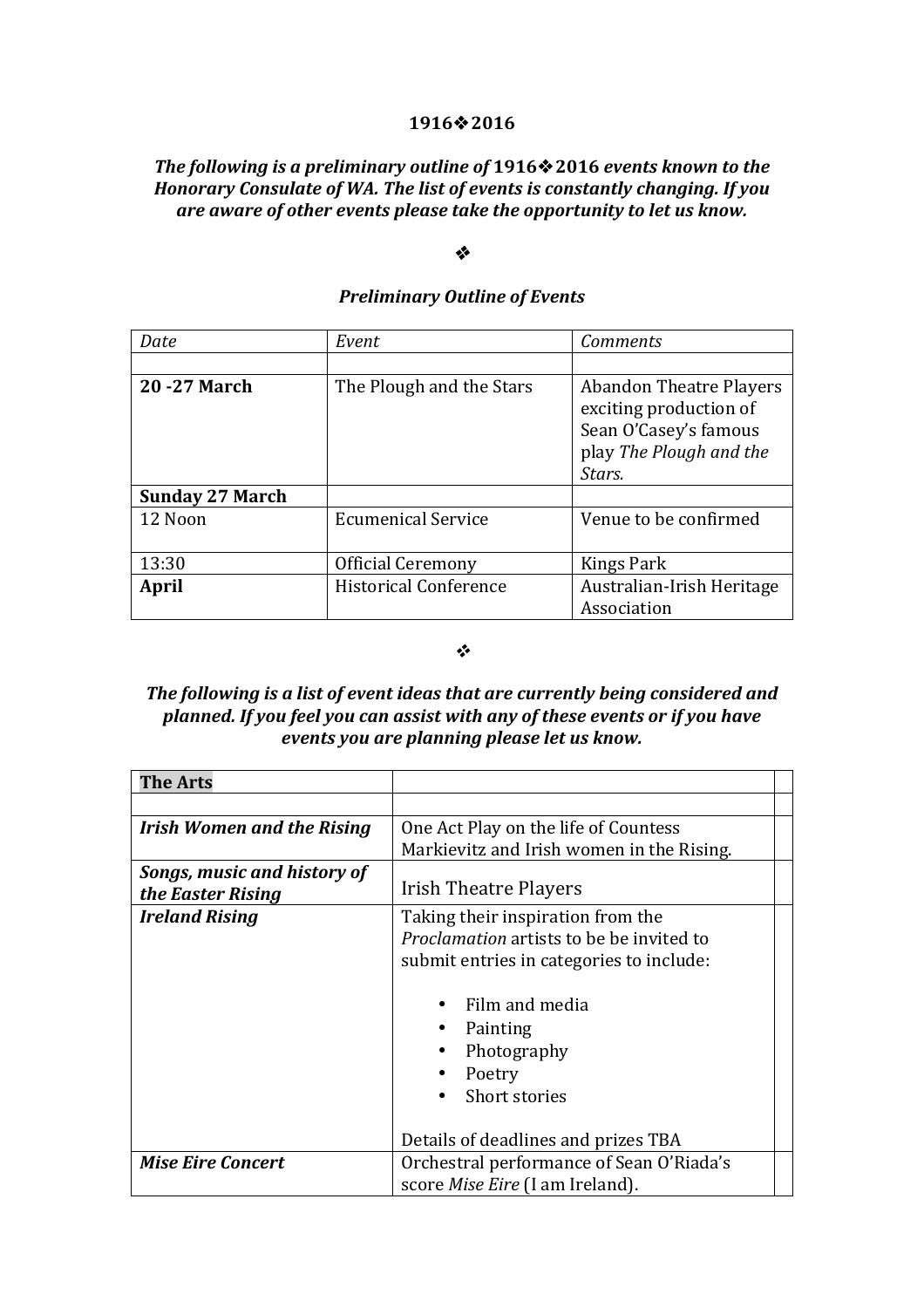**1916❖2016**

***The following is a preliminary outline of* 1916❖2016 *events known to the Honorary Consulate of WA. The list of events is constantly changing. If you are aware of other events please take the opportunity to let us know.***

❖

***Preliminary Outline of Events***

| *Date* | *Event* | *Comments* |
|---|---|---|
| | | |
| **20 -27 March** | The Plough and the Stars | Abandon Theatre Players exciting production of Sean O'Casey's famous play *The Plough and the Stars.* |
| **Sunday 27 March** | | |
| 12 Noon | Ecumenical Service | Venue to be confirmed |
| 13:30 | Official Ceremony | Kings Park |
| **April** | Historical Conference | Australian-Irish Heritage Association |

❖

***The following is a list of event ideas that are currently being considered and planned. If you feel you can assist with any of these events or if you have events you are planning please let us know.***

| **The Arts** | | |
|---|---|---|
| | | |
| ***Irish Women and the Rising*** | One Act Play on the life of Countess Markievitz and Irish women in the Rising. | |
| ***Songs, music and history of the Easter Rising*** | Irish Theatre Players | |
| ***Ireland Rising*** | Taking their inspiration from the *Proclamation* artists to be be invited to submit entries in categories to include:<br><br>• Film and media<br>• Painting<br>• Photography<br>• Poetry<br>• Short stories<br><br>Details of deadlines and prizes TBA | |
| ***Mise Eire Concert*** | Orchestral performance of Sean O'Riada's score *Mise Eire* (I am Ireland). | |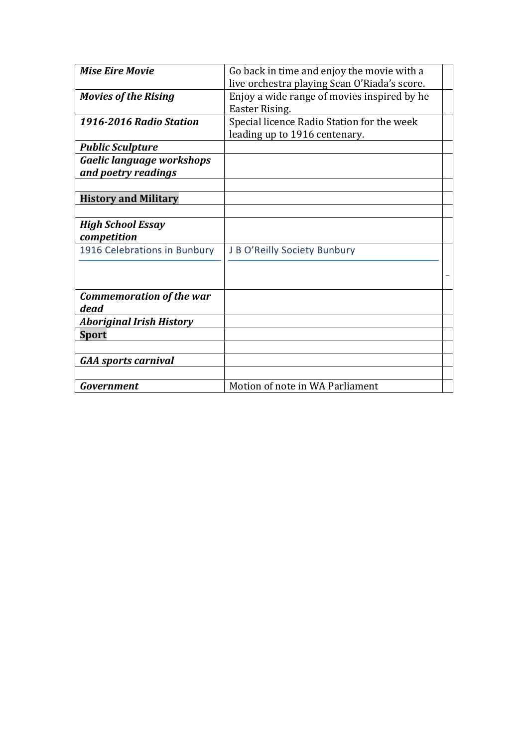| | | |
|---|---|---|
| ***Mise Eire Movie*** | Go back in time and enjoy the movie with a live orchestra playing Sean O'Riada's score. | |
| ***Movies of the Rising*** | Enjoy a wide range of movies inspired by he Easter Rising. | |
| ***1916-2016 Radio Station*** | Special licence Radio Station for the week leading up to 1916 centenary. | |
| ***Public Sculpture*** | | |
| ***Gaelic language workshops and poetry readings*** | | |
| | | |
| **History and Military** | | |
| | | |
| ***High School Essay competition*** | | |
| 1916 Celebrations in Bunbury | J B O'Reilly Society Bunbury | |
| ***Commemoration of the war dead*** | | |
| ***Aboriginal Irish History*** | | |
| **Sport** | | |
| | | |
| ***GAA sports carnival*** | | |
| | | |
| ***Government*** | Motion of note in WA Parliament | |